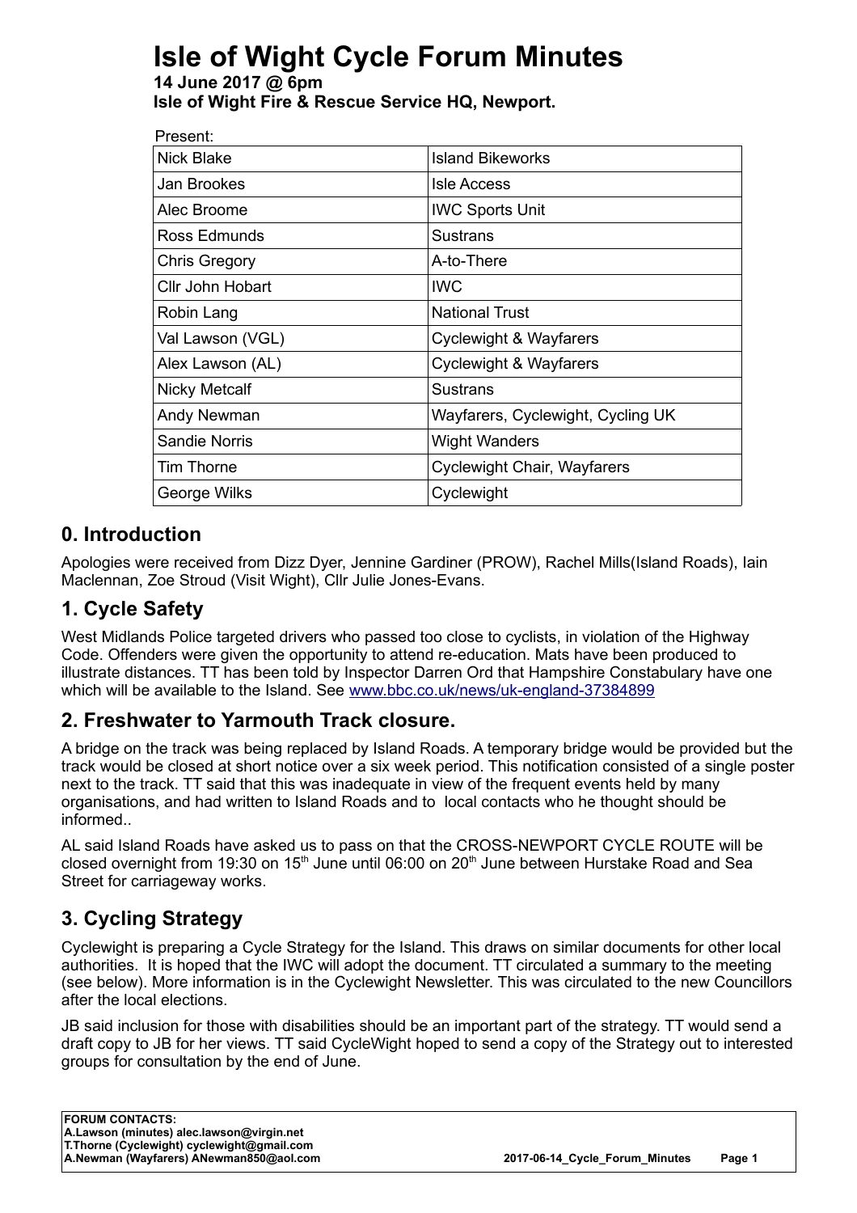# Isle of Wight Cycle Forum Minutes

**14 June 2017 @ 6pm**
**Isle of Wight Fire & Rescue Service HQ, Newport.**

Present:

| | |
|---|---|
| Nick Blake | Island Bikeworks |
| Jan Brookes | Isle Access |
| Alec Broome | IWC Sports Unit |
| Ross Edmunds | Sustrans |
| Chris Gregory | A-to-There |
| Cllr John Hobart | IWC |
| Robin Lang | National Trust |
| Val Lawson (VGL) | Cyclewight & Wayfarers |
| Alex Lawson (AL) | Cyclewight & Wayfarers |
| Nicky Metcalf | Sustrans |
| Andy Newman | Wayfarers, Cyclewight, Cycling UK |
| Sandie Norris | Wight Wanders |
| Tim Thorne | Cyclewight Chair, Wayfarers |
| George Wilks | Cyclewight |

## 0. Introduction

Apologies were received from Dizz Dyer, Jennine Gardiner (PROW), Rachel Mills(Island Roads), Iain Maclennan, Zoe Stroud (Visit Wight), Cllr Julie Jones-Evans.

## 1. Cycle Safety

West Midlands Police targeted drivers who passed too close to cyclists, in violation of the Highway Code. Offenders were given the opportunity to attend re-education. Mats have been produced to illustrate distances. TT has been told by Inspector Darren Ord that Hampshire Constabulary have one which will be available to the Island. See www.bbc.co.uk/news/uk-england-37384899

## 2. Freshwater to Yarmouth Track closure.

A bridge on the track was being replaced by Island Roads. A temporary bridge would be provided but the track would be closed at short notice over a six week period. This notification consisted of a single poster next to the track. TT said that this was inadequate in view of the frequent events held by many organisations, and had written to Island Roads and to local contacts who he thought should be informed..

AL said Island Roads have asked us to pass on that the CROSS-NEWPORT CYCLE ROUTE will be closed overnight from 19:30 on 15th June until 06:00 on 20th June between Hurstake Road and Sea Street for carriageway works.

## 3. Cycling Strategy

Cyclewight is preparing a Cycle Strategy for the Island. This draws on similar documents for other local authorities. It is hoped that the IWC will adopt the document. TT circulated a summary to the meeting (see below). More information is in the Cyclewight Newsletter. This was circulated to the new Councillors after the local elections.

JB said inclusion for those with disabilities should be an important part of the strategy. TT would send a draft copy to JB for her views. TT said CycleWight hoped to send a copy of the Strategy out to interested groups for consultation by the end of June.

**FORUM CONTACTS:**
**A.Lawson (minutes) alec.lawson@virgin.net**
**T.Thorne (Cyclewight) cyclewight@gmail.com**
**A.Newman (Wayfarers) ANewman850@aol.com**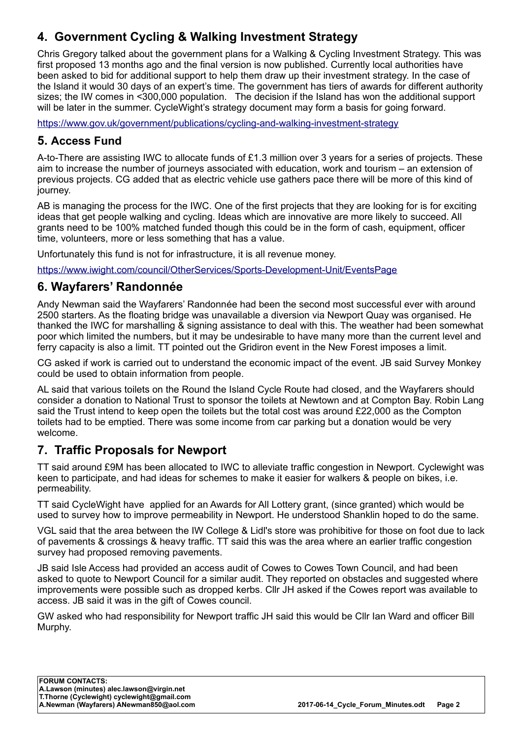## 4. Government Cycling & Walking Investment Strategy

Chris Gregory talked about the government plans for a Walking & Cycling Investment Strategy. This was first proposed 13 months ago and the final version is now published. Currently local authorities have been asked to bid for additional support to help them draw up their investment strategy. In the case of the Island it would 30 days of an expert's time. The government has tiers of awards for different authority sizes; the IW comes in <300,000 population. The decision if the Island has won the additional support will be later in the summer. CycleWight's strategy document may form a basis for going forward.

https://www.gov.uk/government/publications/cycling-and-walking-investment-strategy

## 5. Access Fund

A-to-There are assisting IWC to allocate funds of £1.3 million over 3 years for a series of projects. These aim to increase the number of journeys associated with education, work and tourism – an extension of previous projects. CG added that as electric vehicle use gathers pace there will be more of this kind of journey.

AB is managing the process for the IWC. One of the first projects that they are looking for is for exciting ideas that get people walking and cycling. Ideas which are innovative are more likely to succeed. All grants need to be 100% matched funded though this could be in the form of cash, equipment, officer time, volunteers, more or less something that has a value.

Unfortunately this fund is not for infrastructure, it is all revenue money.

https://www.iwight.com/council/OtherServices/Sports-Development-Unit/EventsPage

## 6. Wayfarers' Randonnée

Andy Newman said the Wayfarers' Randonnée had been the second most successful ever with around 2500 starters. As the floating bridge was unavailable a diversion via Newport Quay was organised. He thanked the IWC for marshalling & signing assistance to deal with this. The weather had been somewhat poor which limited the numbers, but it may be undesirable to have many more than the current level and ferry capacity is also a limit. TT pointed out the Gridiron event in the New Forest imposes a limit.

CG asked if work is carried out to understand the economic impact of the event. JB said Survey Monkey could be used to obtain information from people.

AL said that various toilets on the Round the Island Cycle Route had closed, and the Wayfarers should consider a donation to National Trust to sponsor the toilets at Newtown and at Compton Bay. Robin Lang said the Trust intend to keep open the toilets but the total cost was around £22,000 as the Compton toilets had to be emptied. There was some income from car parking but a donation would be very welcome.

## 7. Traffic Proposals for Newport

TT said around £9M has been allocated to IWC to alleviate traffic congestion in Newport. Cyclewight was keen to participate, and had ideas for schemes to make it easier for walkers & people on bikes, i.e. permeability.

TT said CycleWight have applied for an Awards for All Lottery grant, (since granted) which would be used to survey how to improve permeability in Newport. He understood Shanklin hoped to do the same.

VGL said that the area between the IW College & Lidl's store was prohibitive for those on foot due to lack of pavements & crossings & heavy traffic. TT said this was the area where an earlier traffic congestion survey had proposed removing pavements.

JB said Isle Access had provided an access audit of Cowes to Cowes Town Council, and had been asked to quote to Newport Council for a similar audit. They reported on obstacles and suggested where improvements were possible such as dropped kerbs. Cllr JH asked if the Cowes report was available to access. JB said it was in the gift of Cowes council.

GW asked who had responsibility for Newport traffic JH said this would be Cllr Ian Ward and officer Bill Murphy.

**FORUM CONTACTS:**
**A.Lawson (minutes) alec.lawson@virgin.net**
**T.Thorne (Cyclewight) cyclewight@gmail.com**
**A.Newman (Wayfarers) ANewman850@aol.com**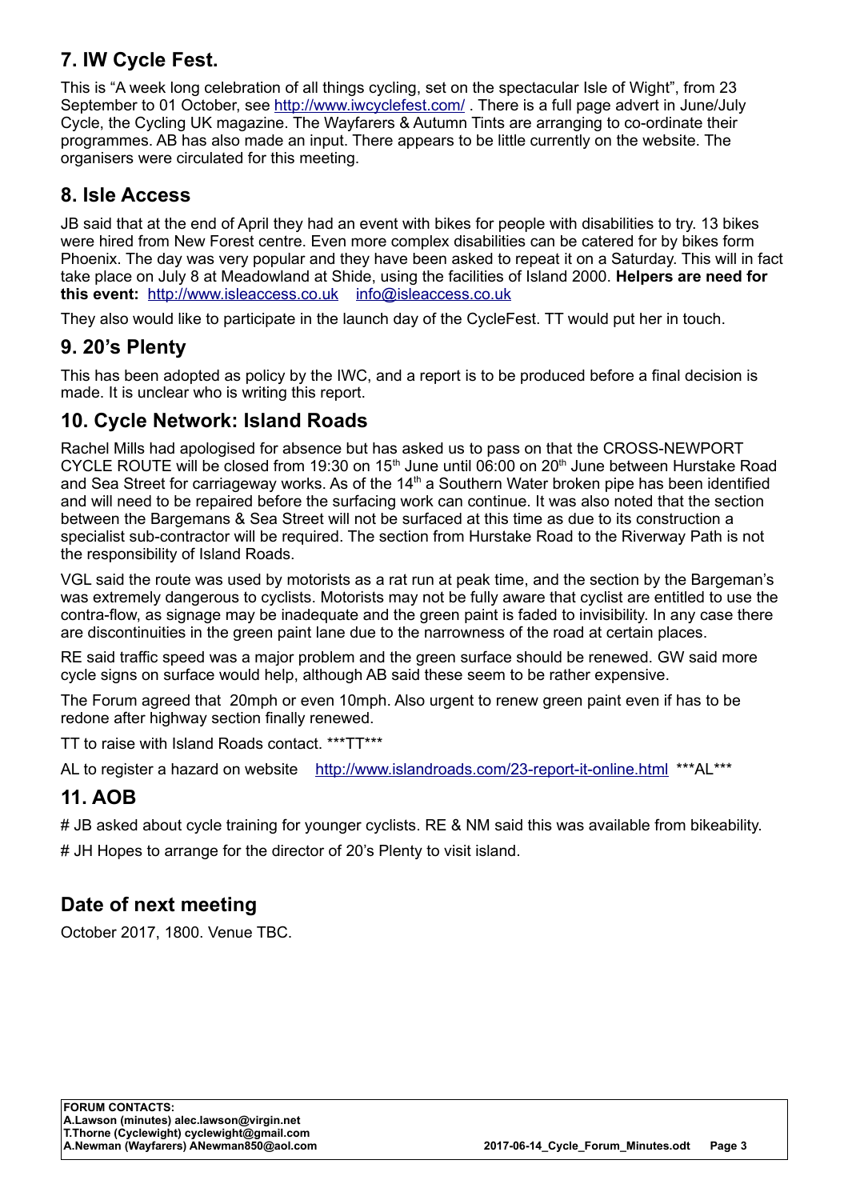## 7. IW Cycle Fest.

This is "A week long celebration of all things cycling, set on the spectacular Isle of Wight", from 23 September to 01 October, see http://www.iwcyclefest.com/ . There is a full page advert in June/July Cycle, the Cycling UK magazine. The Wayfarers & Autumn Tints are arranging to co-ordinate their programmes. AB has also made an input. There appears to be little currently on the website. The organisers were circulated for this meeting.

## 8. Isle Access

JB said that at the end of April they had an event with bikes for people with disabilities to try. 13 bikes were hired from New Forest centre. Even more complex disabilities can be catered for by bikes form Phoenix. The day was very popular and they have been asked to repeat it on a Saturday. This will in fact take place on July 8 at Meadowland at Shide, using the facilities of Island 2000. **Helpers are need for this event:** http://www.isleaccess.co.uk info@isleaccess.co.uk

They also would like to participate in the launch day of the CycleFest. TT would put her in touch.

## 9. 20's Plenty

This has been adopted as policy by the IWC, and a report is to be produced before a final decision is made. It is unclear who is writing this report.

## 10. Cycle Network: Island Roads

Rachel Mills had apologised for absence but has asked us to pass on that the CROSS-NEWPORT CYCLE ROUTE will be closed from 19:30 on 15th June until 06:00 on 20th June between Hurstake Road and Sea Street for carriageway works. As of the 14th a Southern Water broken pipe has been identified and will need to be repaired before the surfacing work can continue. It was also noted that the section between the Bargemans & Sea Street will not be surfaced at this time as due to its construction a specialist sub-contractor will be required. The section from Hurstake Road to the Riverway Path is not the responsibility of Island Roads.

VGL said the route was used by motorists as a rat run at peak time, and the section by the Bargeman's was extremely dangerous to cyclists. Motorists may not be fully aware that cyclist are entitled to use the contra-flow, as signage may be inadequate and the green paint is faded to invisibility. In any case there are discontinuities in the green paint lane due to the narrowness of the road at certain places.

RE said traffic speed was a major problem and the green surface should be renewed. GW said more cycle signs on surface would help, although AB said these seem to be rather expensive.

The Forum agreed that 20mph or even 10mph. Also urgent to renew green paint even if has to be redone after highway section finally renewed.

TT to raise with Island Roads contact. ***TT***

AL to register a hazard on website http://www.islandroads.com/23-report-it-online.html ***AL***

## 11. AOB

# JB asked about cycle training for younger cyclists. RE & NM said this was available from bikeability.

# JH Hopes to arrange for the director of 20's Plenty to visit island.

## Date of next meeting

October 2017, 1800. Venue TBC.

**FORUM CONTACTS:**
**A.Lawson (minutes) alec.lawson@virgin.net**
**T.Thorne (Cyclewight) cyclewight@gmail.com**
**A.Newman (Wayfarers) ANewman850@aol.com**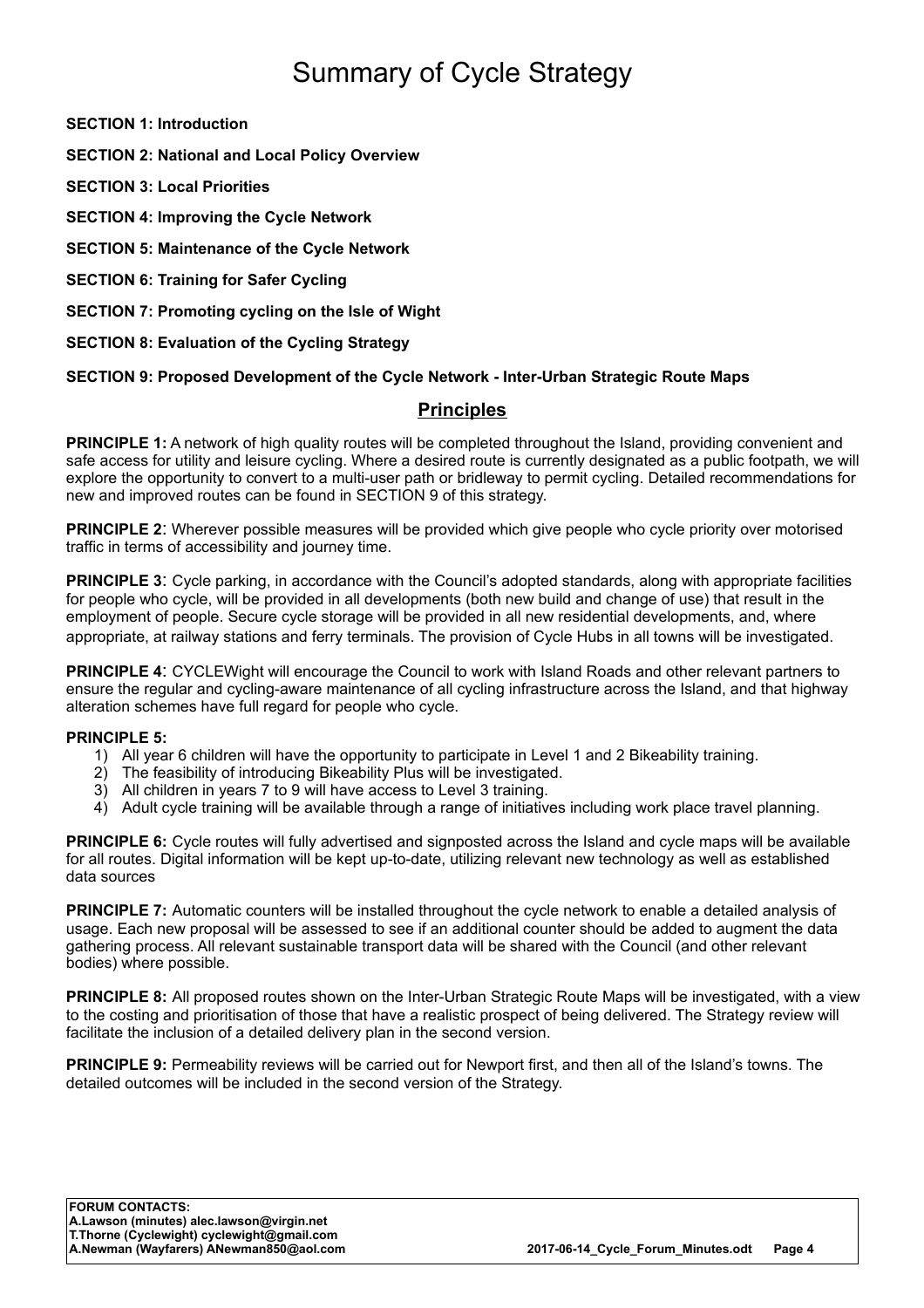# Summary of Cycle Strategy

**SECTION 1: Introduction**

**SECTION 2: National and Local Policy Overview**

**SECTION 3: Local Priorities**

**SECTION 4: Improving the Cycle Network**

**SECTION 5: Maintenance of the Cycle Network**

**SECTION 6: Training for Safer Cycling**

**SECTION 7: Promoting cycling on the Isle of Wight**

**SECTION 8: Evaluation of the Cycling Strategy**

**SECTION 9: Proposed Development of the Cycle Network - Inter-Urban Strategic Route Maps**

## Principles

**PRINCIPLE 1:** A network of high quality routes will be completed throughout the Island, providing convenient and safe access for utility and leisure cycling. Where a desired route is currently designated as a public footpath, we will explore the opportunity to convert to a multi-user path or bridleway to permit cycling. Detailed recommendations for new and improved routes can be found in SECTION 9 of this strategy.

**PRINCIPLE 2**: Wherever possible measures will be provided which give people who cycle priority over motorised traffic in terms of accessibility and journey time.

**PRINCIPLE 3**: Cycle parking, in accordance with the Council's adopted standards, along with appropriate facilities for people who cycle, will be provided in all developments (both new build and change of use) that result in the employment of people. Secure cycle storage will be provided in all new residential developments, and, where appropriate, at railway stations and ferry terminals. The provision of Cycle Hubs in all towns will be investigated.

**PRINCIPLE 4**: CYCLEWight will encourage the Council to work with Island Roads and other relevant partners to ensure the regular and cycling-aware maintenance of all cycling infrastructure across the Island, and that highway alteration schemes have full regard for people who cycle.

**PRINCIPLE 5:**

1) All year 6 children will have the opportunity to participate in Level 1 and 2 Bikeability training.
2) The feasibility of introducing Bikeability Plus will be investigated.
3) All children in years 7 to 9 will have access to Level 3 training.
4) Adult cycle training will be available through a range of initiatives including work place travel planning.

**PRINCIPLE 6:** Cycle routes will fully advertised and signposted across the Island and cycle maps will be available for all routes. Digital information will be kept up-to-date, utilizing relevant new technology as well as established data sources

**PRINCIPLE 7:** Automatic counters will be installed throughout the cycle network to enable a detailed analysis of usage. Each new proposal will be assessed to see if an additional counter should be added to augment the data gathering process. All relevant sustainable transport data will be shared with the Council (and other relevant bodies) where possible.

**PRINCIPLE 8:** All proposed routes shown on the Inter-Urban Strategic Route Maps will be investigated, with a view to the costing and prioritisation of those that have a realistic prospect of being delivered. The Strategy review will facilitate the inclusion of a detailed delivery plan in the second version.

**PRINCIPLE 9:** Permeability reviews will be carried out for Newport first, and then all of the Island's towns. The detailed outcomes will be included in the second version of the Strategy.